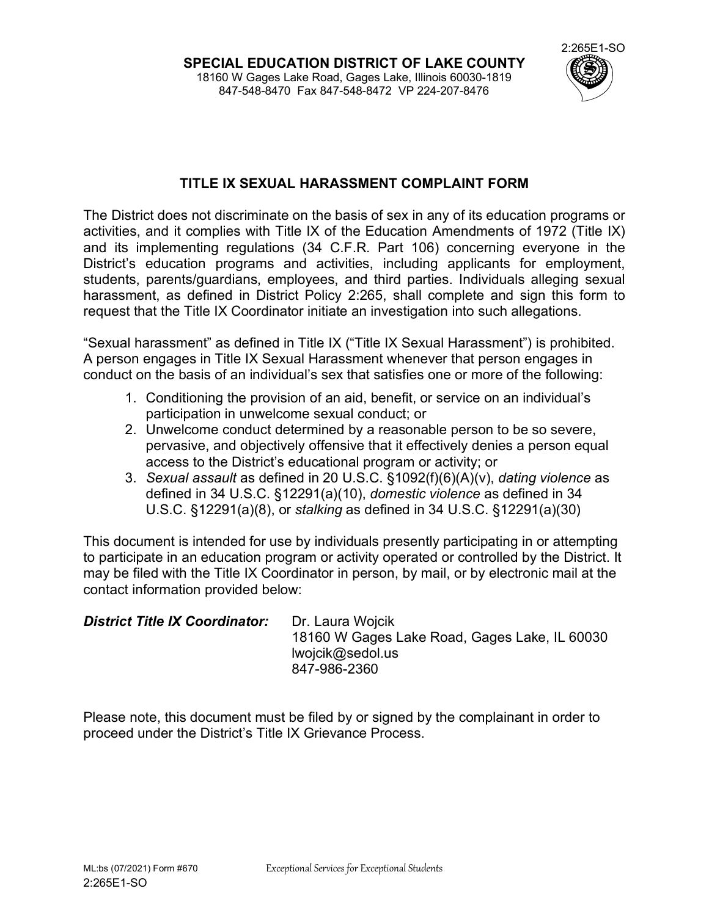**SPECIAL EDUCATION DISTRICT OF LAKE COUNTY**
18160 W Gages Lake Road, Gages Lake, Illinois 60030-1819
847-548-8470 Fax 847-548-8472 VP 224-207-8476

2:265E1-SO

## TITLE IX SEXUAL HARASSMENT COMPLAINT FORM

The District does not discriminate on the basis of sex in any of its education programs or activities, and it complies with Title IX of the Education Amendments of 1972 (Title IX) and its implementing regulations (34 C.F.R. Part 106) concerning everyone in the District's education programs and activities, including applicants for employment, students, parents/guardians, employees, and third parties. Individuals alleging sexual harassment, as defined in District Policy 2:265, shall complete and sign this form to request that the Title IX Coordinator initiate an investigation into such allegations.

"Sexual harassment" as defined in Title IX ("Title IX Sexual Harassment") is prohibited. A person engages in Title IX Sexual Harassment whenever that person engages in conduct on the basis of an individual's sex that satisfies one or more of the following:

1. Conditioning the provision of an aid, benefit, or service on an individual's participation in unwelcome sexual conduct; or
2. Unwelcome conduct determined by a reasonable person to be so severe, pervasive, and objectively offensive that it effectively denies a person equal access to the District's educational program or activity; or
3. *Sexual assault* as defined in 20 U.S.C. §1092(f)(6)(A)(v), *dating violence* as defined in 34 U.S.C. §12291(a)(10), *domestic violence* as defined in 34 U.S.C. §12291(a)(8), or *stalking* as defined in 34 U.S.C. §12291(a)(30)

This document is intended for use by individuals presently participating in or attempting to participate in an education program or activity operated or controlled by the District. It may be filed with the Title IX Coordinator in person, by mail, or by electronic mail at the contact information provided below:

***District Title IX Coordinator:*** Dr. Laura Wojcik
18160 W Gages Lake Road, Gages Lake, IL 60030
lwojcik@sedol.us
847-986-2360

Please note, this document must be filed by or signed by the complainant in order to proceed under the District's Title IX Grievance Process.

ML:bs (07/2021) Form #670 Exceptional Services for Exceptional Students
2:265E1-SO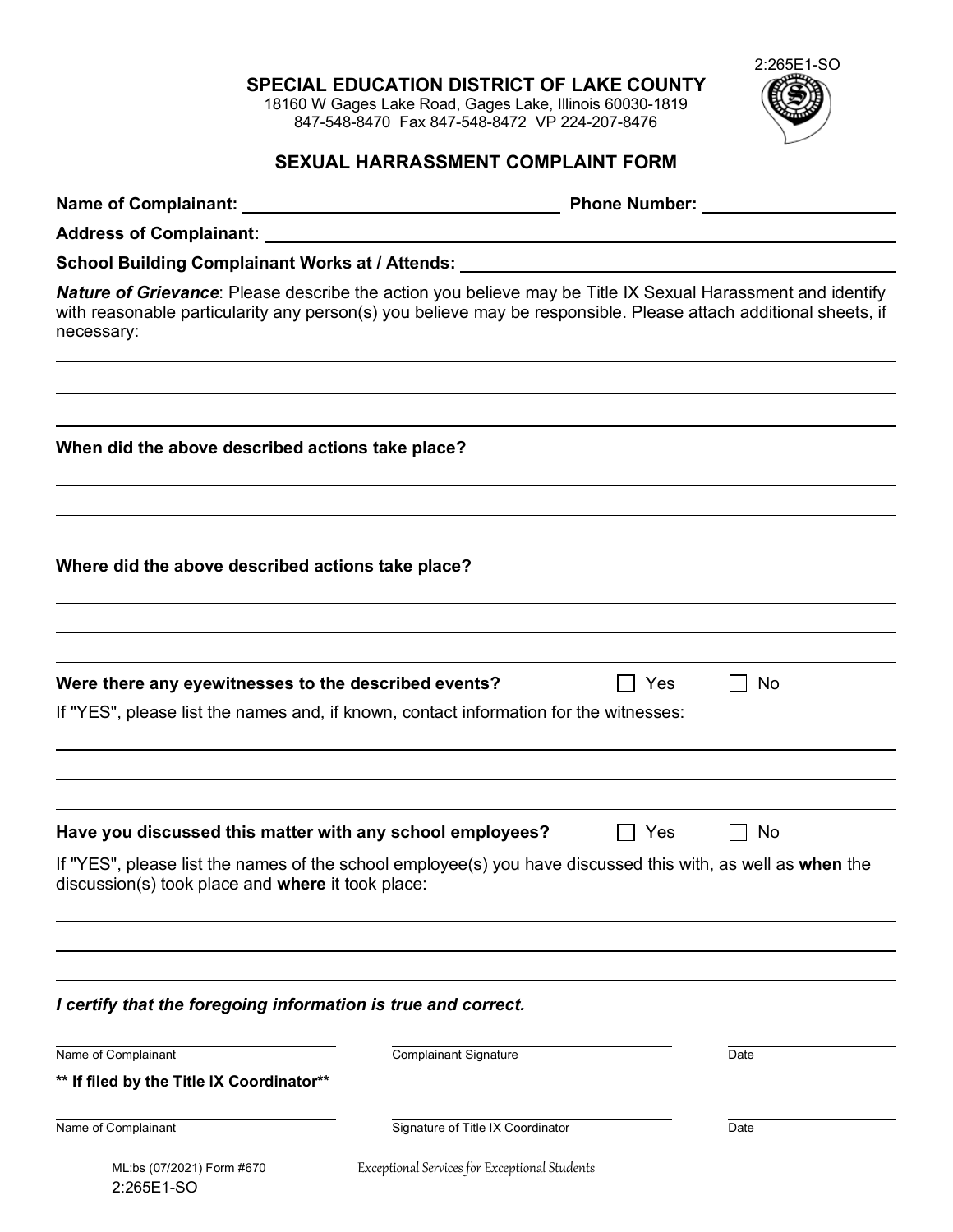2:265E1-SO

**SPECIAL EDUCATION DISTRICT OF LAKE COUNTY**

18160 W Gages Lake Road, Gages Lake, Illinois 60030-1819

847-548-8470 Fax 847-548-8472 VP 224-207-8476

## SEXUAL HARRASSMENT COMPLAINT FORM

**Name of Complainant:** ______________________ **Phone Number:** ______________________

**Address of Complainant:** ______________________

**School Building Complainant Works at / Attends:** ______________________

***Nature of Grievance***: Please describe the action you believe may be Title IX Sexual Harassment and identify with reasonable particularity any person(s) you believe may be responsible. Please attach additional sheets, if necessary:

______________________

______________________

______________________

**When did the above described actions take place?**

______________________

______________________

______________________

**Where did the above described actions take place?**

______________________

______________________

______________________

**Were there any eyewitnesses to the described events?** ☐ Yes ☐ No

If "YES", please list the names and, if known, contact information for the witnesses:

______________________

______________________

______________________

**Have you discussed this matter with any school employees?** ☐ Yes ☐ No

If "YES", please list the names of the school employee(s) you have discussed this with, as well as **when** the discussion(s) took place and **where** it took place:

______________________

______________________

______________________

***I certify that the foregoing information is true and correct.***

| | | |
|---|---|---|
| Name of Complainant | Complainant Signature | Date |

**\*\* If filed by the Title IX Coordinator\*\***

| | | |
|---|---|---|
| Name of Complainant | Signature of Title IX Coordinator | Date |

ML:bs (07/2021) Form #670

2:265E1-SO

Exceptional Services for Exceptional Students